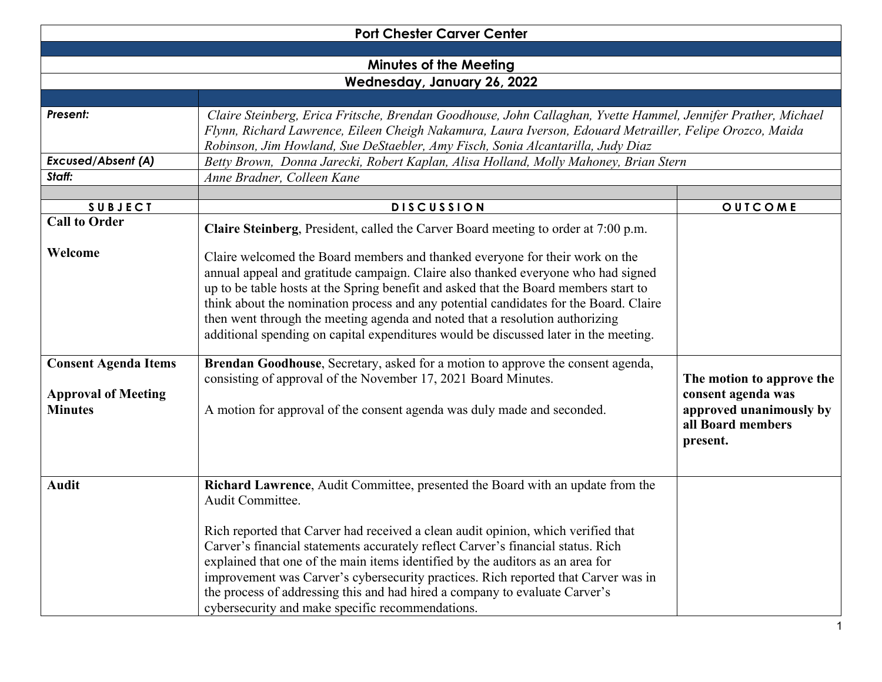# Port Chester Carver Center

## Minutes of the Meeting

## Wednesday, January 26, 2022

| | |
|---|---|
| ***Present:*** | *Claire Steinberg, Erica Fritsche, Brendan Goodhouse, John Callaghan, Yvette Hammel, Jennifer Prather, Michael Flynn, Richard Lawrence, Eileen Cheigh Nakamura, Laura Iverson, Edouard Metrailler, Felipe Orozco, Maida Robinson, Jim Howland, Sue DeStaebler, Amy Fisch, Sonia Alcantarilla, Judy Diaz* |
| ***Excused/Absent (A)*** | *Betty Brown, Donna Jarecki, Robert Kaplan, Alisa Holland, Molly Mahoney, Brian Stern* |
| ***Staff:*** | *Anne Bradner, Colleen Kane* |

| SUBJECT | DISCUSSION | OUTCOME |
|---|---|---|
| **Call to Order**<br><br>**Welcome** | **Claire Steinberg**, President, called the Carver Board meeting to order at 7:00 p.m.<br><br>Claire welcomed the Board members and thanked everyone for their work on the annual appeal and gratitude campaign. Claire also thanked everyone who had signed up to be table hosts at the Spring benefit and asked that the Board members start to think about the nomination process and any potential candidates for the Board. Claire then went through the meeting agenda and noted that a resolution authorizing additional spending on capital expenditures would be discussed later in the meeting. | |
| **Consent Agenda Items**<br><br>**Approval of Meeting Minutes** | **Brendan Goodhouse**, Secretary, asked for a motion to approve the consent agenda, consisting of approval of the November 17, 2021 Board Minutes.<br><br>A motion for approval of the consent agenda was duly made and seconded. | **The motion to approve the consent agenda was approved unanimously by all Board members present.** |
| **Audit** | **Richard Lawrence**, Audit Committee, presented the Board with an update from the Audit Committee.<br><br>Rich reported that Carver had received a clean audit opinion, which verified that Carver's financial statements accurately reflect Carver's financial status. Rich explained that one of the main items identified by the auditors as an area for improvement was Carver's cybersecurity practices. Rich reported that Carver was in the process of addressing this and had hired a company to evaluate Carver's cybersecurity and make specific recommendations. | |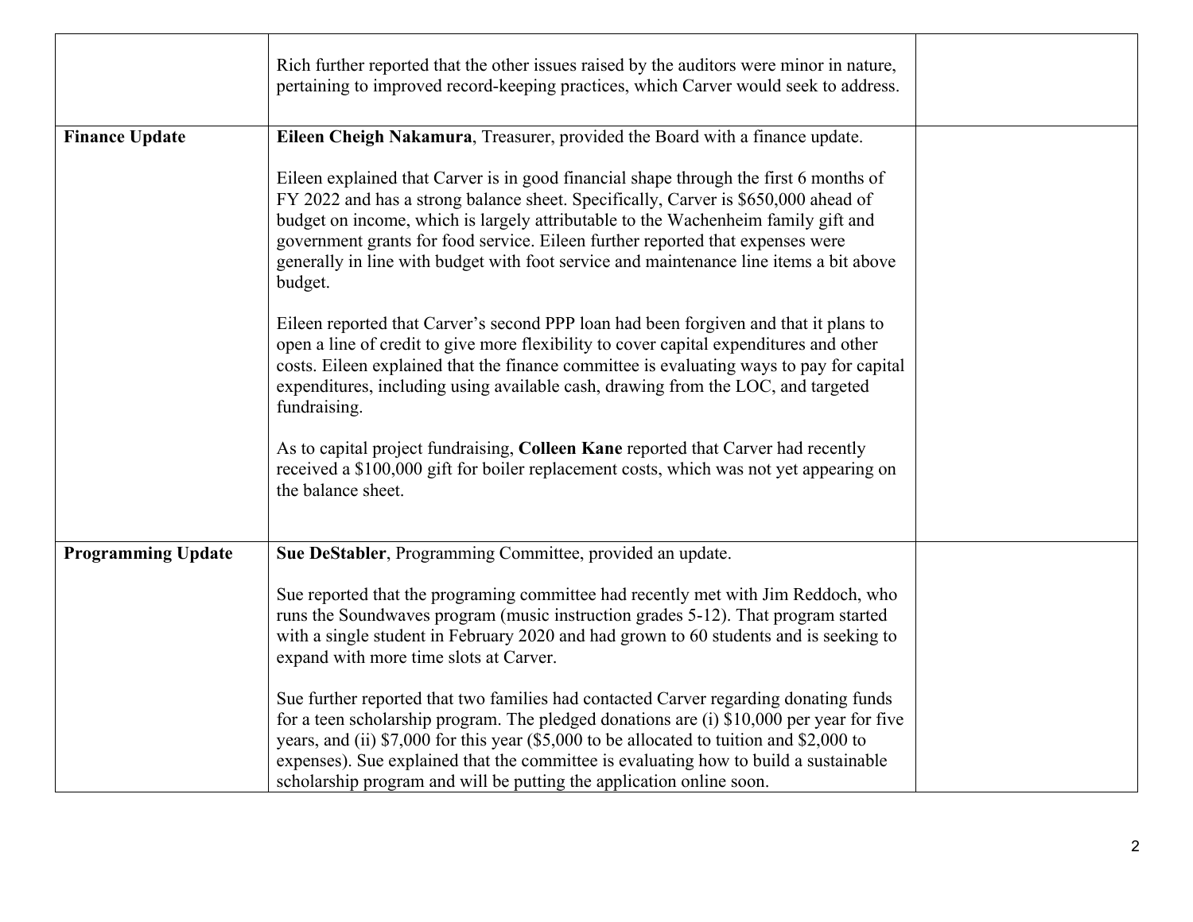| | | |
|---|---|---|
| | Rich further reported that the other issues raised by the auditors were minor in nature, pertaining to improved record-keeping practices, which Carver would seek to address. | |
| **Finance Update** | **Eileen Cheigh Nakamura**, Treasurer, provided the Board with a finance update.<br><br>Eileen explained that Carver is in good financial shape through the first 6 months of FY 2022 and has a strong balance sheet. Specifically, Carver is $650,000 ahead of budget on income, which is largely attributable to the Wachenheim family gift and government grants for food service. Eileen further reported that expenses were generally in line with budget with foot service and maintenance line items a bit above budget.<br><br>Eileen reported that Carver's second PPP loan had been forgiven and that it plans to open a line of credit to give more flexibility to cover capital expenditures and other costs. Eileen explained that the finance committee is evaluating ways to pay for capital expenditures, including using available cash, drawing from the LOC, and targeted fundraising.<br><br>As to capital project fundraising, **Colleen Kane** reported that Carver had recently received a $100,000 gift for boiler replacement costs, which was not yet appearing on the balance sheet. | |
| **Programming Update** | **Sue DeStabler**, Programming Committee, provided an update.<br><br>Sue reported that the programing committee had recently met with Jim Reddoch, who runs the Soundwaves program (music instruction grades 5-12). That program started with a single student in February 2020 and had grown to 60 students and is seeking to expand with more time slots at Carver.<br><br>Sue further reported that two families had contacted Carver regarding donating funds for a teen scholarship program. The pledged donations are (i) $10,000 per year for five years, and (ii) $7,000 for this year ($5,000 to be allocated to tuition and $2,000 to expenses). Sue explained that the committee is evaluating how to build a sustainable scholarship program and will be putting the application online soon. | |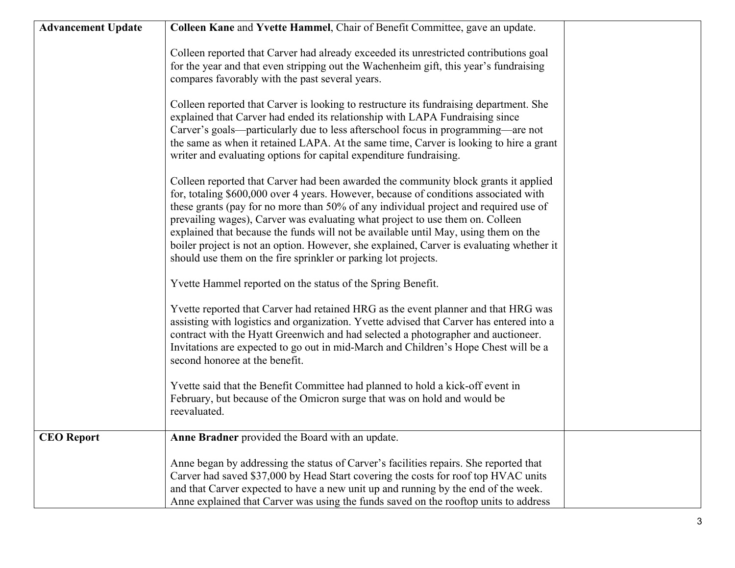| | | |
|---|---|---|
| **Advancement Update** | **Colleen Kane** and **Yvette Hammel**, Chair of Benefit Committee, gave an update.<br><br>Colleen reported that Carver had already exceeded its unrestricted contributions goal for the year and that even stripping out the Wachenheim gift, this year's fundraising compares favorably with the past several years.<br><br>Colleen reported that Carver is looking to restructure its fundraising department. She explained that Carver had ended its relationship with LAPA Fundraising since Carver's goals—particularly due to less afterschool focus in programming—are not the same as when it retained LAPA. At the same time, Carver is looking to hire a grant writer and evaluating options for capital expenditure fundraising.<br><br>Colleen reported that Carver had been awarded the community block grants it applied for, totaling $600,000 over 4 years. However, because of conditions associated with these grants (pay for no more than 50% of any individual project and required use of prevailing wages), Carver was evaluating what project to use them on. Colleen explained that because the funds will not be available until May, using them on the boiler project is not an option. However, she explained, Carver is evaluating whether it should use them on the fire sprinkler or parking lot projects.<br><br>Yvette Hammel reported on the status of the Spring Benefit.<br><br>Yvette reported that Carver had retained HRG as the event planner and that HRG was assisting with logistics and organization. Yvette advised that Carver has entered into a contract with the Hyatt Greenwich and had selected a photographer and auctioneer. Invitations are expected to go out in mid-March and Children's Hope Chest will be a second honoree at the benefit.<br><br>Yvette said that the Benefit Committee had planned to hold a kick-off event in February, but because of the Omicron surge that was on hold and would be reevaluated. | |
| **CEO Report** | **Anne Bradner** provided the Board with an update.<br><br>Anne began by addressing the status of Carver's facilities repairs. She reported that Carver had saved $37,000 by Head Start covering the costs for roof top HVAC units and that Carver expected to have a new unit up and running by the end of the week. Anne explained that Carver was using the funds saved on the rooftop units to address | |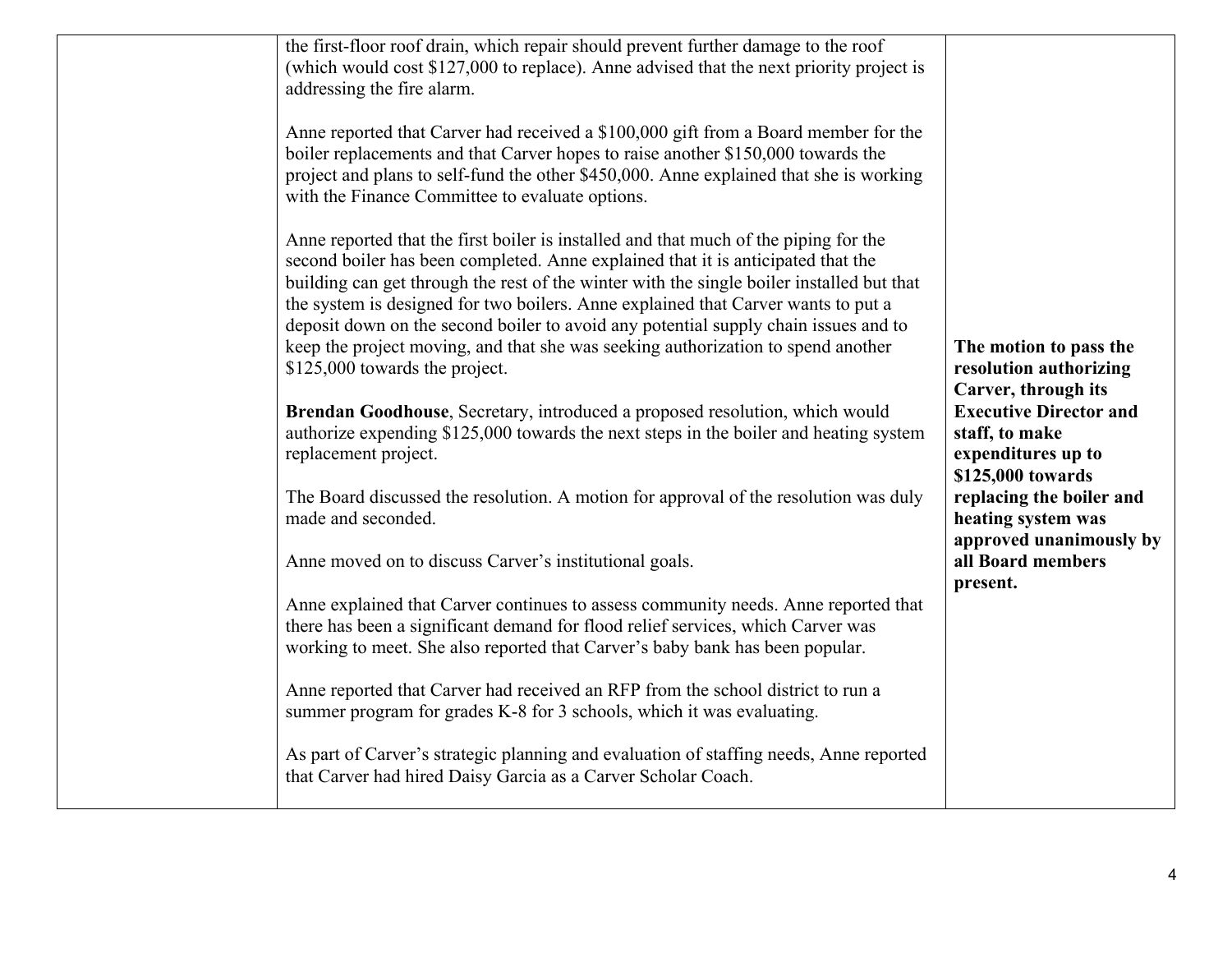| | | |
|---|---|---|
| | the first-floor roof drain, which repair should prevent further damage to the roof (which would cost $127,000 to replace). Anne advised that the next priority project is addressing the fire alarm.<br><br>Anne reported that Carver had received a $100,000 gift from a Board member for the boiler replacements and that Carver hopes to raise another $150,000 towards the project and plans to self-fund the other $450,000. Anne explained that she is working with the Finance Committee to evaluate options.<br><br>Anne reported that the first boiler is installed and that much of the piping for the second boiler has been completed. Anne explained that it is anticipated that the building can get through the rest of the winter with the single boiler installed but that the system is designed for two boilers. Anne explained that Carver wants to put a deposit down on the second boiler to avoid any potential supply chain issues and to keep the project moving, and that she was seeking authorization to spend another $125,000 towards the project.<br><br>**Brendan Goodhouse**, Secretary, introduced a proposed resolution, which would authorize expending $125,000 towards the next steps in the boiler and heating system replacement project.<br><br>The Board discussed the resolution. A motion for approval of the resolution was duly made and seconded.<br><br>Anne moved on to discuss Carver's institutional goals.<br><br>Anne explained that Carver continues to assess community needs. Anne reported that there has been a significant demand for flood relief services, which Carver was working to meet. She also reported that Carver's baby bank has been popular.<br><br>Anne reported that Carver had received an RFP from the school district to run a summer program for grades K-8 for 3 schools, which it was evaluating.<br><br>As part of Carver's strategic planning and evaluation of staffing needs, Anne reported that Carver had hired Daisy Garcia as a Carver Scholar Coach. | **The motion to pass the resolution authorizing Carver, through its Executive Director and staff, to make expenditures up to $125,000 towards replacing the boiler and heating system was approved unanimously by all Board members present.** |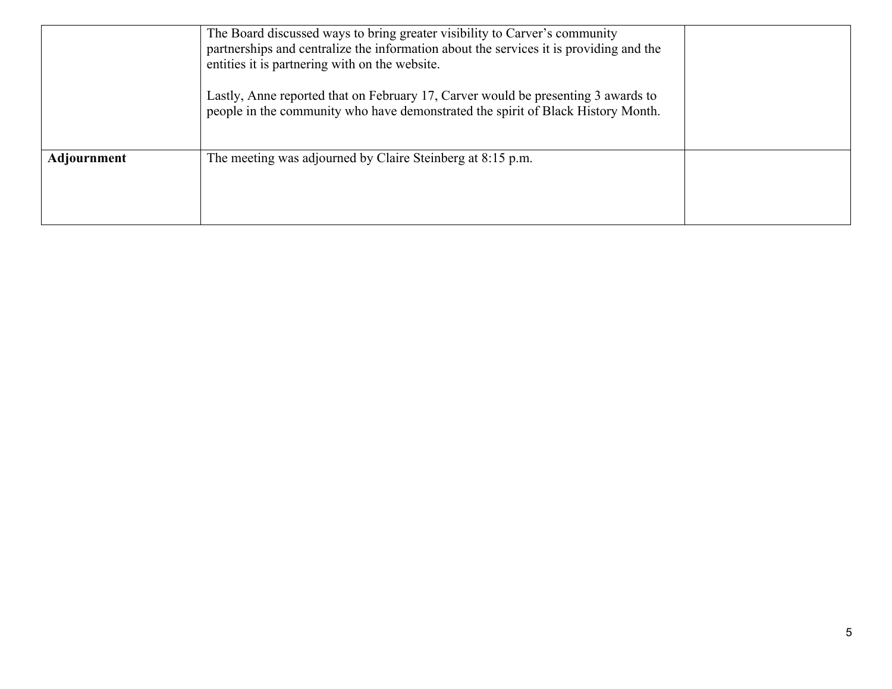| | | |
|---|---|---|
| | The Board discussed ways to bring greater visibility to Carver's community partnerships and centralize the information about the services it is providing and the entities it is partnering with on the website.<br><br>Lastly, Anne reported that on February 17, Carver would be presenting 3 awards to people in the community who have demonstrated the spirit of Black History Month. | |
| **Adjournment** | The meeting was adjourned by Claire Steinberg at 8:15 p.m. | |